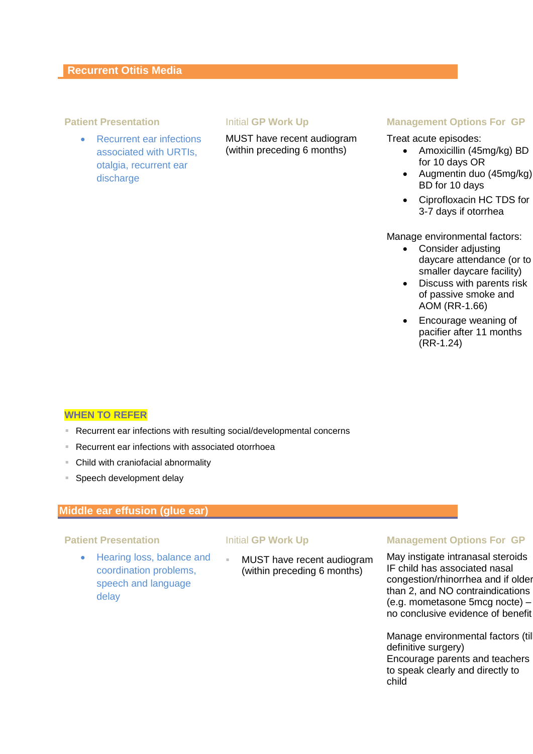## Recurrent Otitis Media

### Patient Presentation

- Recurrent ear infections associated with URTIs, otalgia, recurrent ear discharge

### Initial GP Work Up

MUST have recent audiogram (within preceding 6 months)

### Management Options For GP

Treat acute episodes:

- Amoxicillin (45mg/kg) BD for 10 days OR
- Augmentin duo (45mg/kg) BD for 10 days
- Ciprofloxacin HC TDS for 3-7 days if otorrhea

Manage environmental factors:

- Consider adjusting daycare attendance (or to smaller daycare facility)
- Discuss with parents risk of passive smoke and AOM (RR-1.66)
- Encourage weaning of pacifier after 11 months (RR-1.24)

### WHEN TO REFER

- Recurrent ear infections with resulting social/developmental concerns
- Recurrent ear infections with associated otorrhoea
- Child with craniofacial abnormality
- Speech development delay

## Middle ear effusion (glue ear)

### Patient Presentation

- Hearing loss, balance and coordination problems, speech and language delay

### Initial GP Work Up

- MUST have recent audiogram (within preceding 6 months)

### Management Options For GP

May instigate intranasal steroids IF child has associated nasal congestion/rhinorrhea and if older than 2, and NO contraindications (e.g. mometasone 5mcg nocte) – no conclusive evidence of benefit

Manage environmental factors (til definitive surgery)
Encourage parents and teachers to speak clearly and directly to child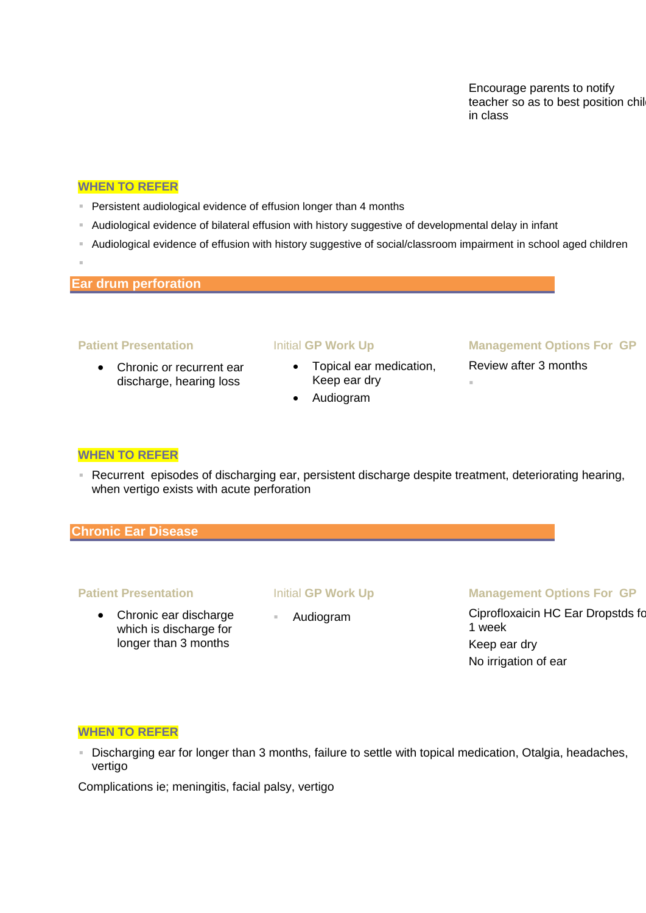Encourage parents to notify teacher so as to best position chil in class

**WHEN TO REFER**

- Persistent audiological evidence of effusion longer than 4 months
- Audiological evidence of bilateral effusion with history suggestive of developmental delay in infant
- Audiological evidence of effusion with history suggestive of social/classroom impairment in school aged children

## Ear drum perforation

| Patient Presentation | Initial GP Work Up | Management Options For GP |
|---|---|---|
| • Chronic or recurrent ear discharge, hearing loss | • Topical ear medication, Keep ear dry<br>• Audiogram | Review after 3 months |

**WHEN TO REFER**

- Recurrent episodes of discharging ear, persistent discharge despite treatment, deteriorating hearing, when vertigo exists with acute perforation

## Chronic Ear Disease

| Patient Presentation | Initial GP Work Up | Management Options For GP |
|---|---|---|
| • Chronic ear discharge which is discharge for longer than 3 months | • Audiogram | Ciprofloxaicin HC Ear Dropstds fo 1 week<br>Keep ear dry<br>No irrigation of ear |

**WHEN TO REFER**

- Discharging ear for longer than 3 months, failure to settle with topical medication, Otalgia, headaches, vertigo

Complications ie; meningitis, facial palsy, vertigo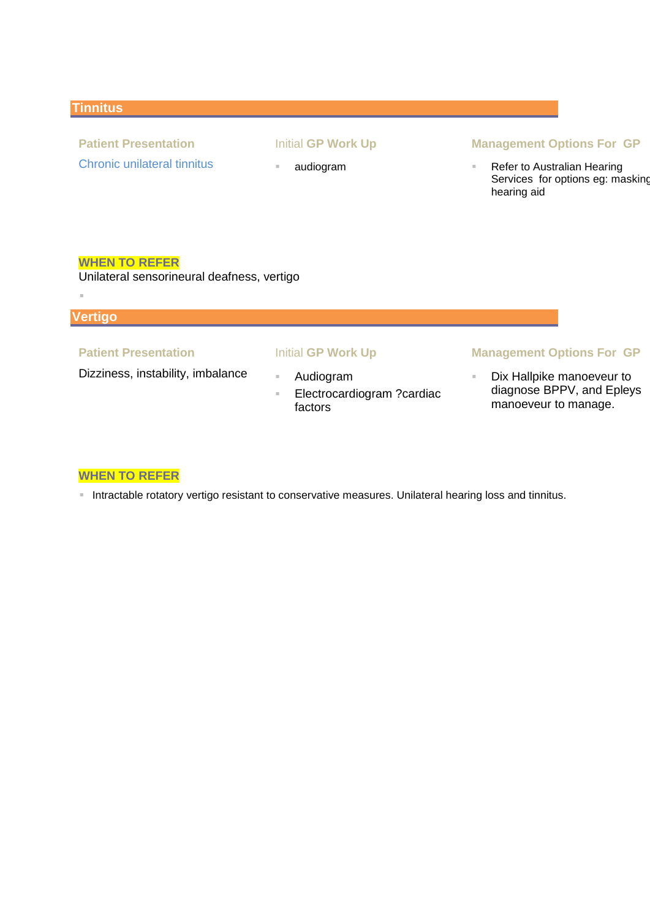## Tinnitus

| Patient Presentation | Initial GP Work Up | Management Options For GP |
|---|---|---|
| Chronic unilateral tinnitus | - audiogram | - Refer to Australian Hearing Services for options eg: masking hearing aid |

**WHEN TO REFER**

Unilateral sensorineural deafness, vertigo

## Vertigo

| Patient Presentation | Initial GP Work Up | Management Options For GP |
|---|---|---|
| Dizziness, instability, imbalance | - Audiogram<br>- Electrocardiogram ?cardiac factors | - Dix Hallpike manoeveur to diagnose BPPV, and Epleys manoeveur to manage. |

**WHEN TO REFER**

- Intractable rotatory vertigo resistant to conservative measures. Unilateral hearing loss and tinnitus.